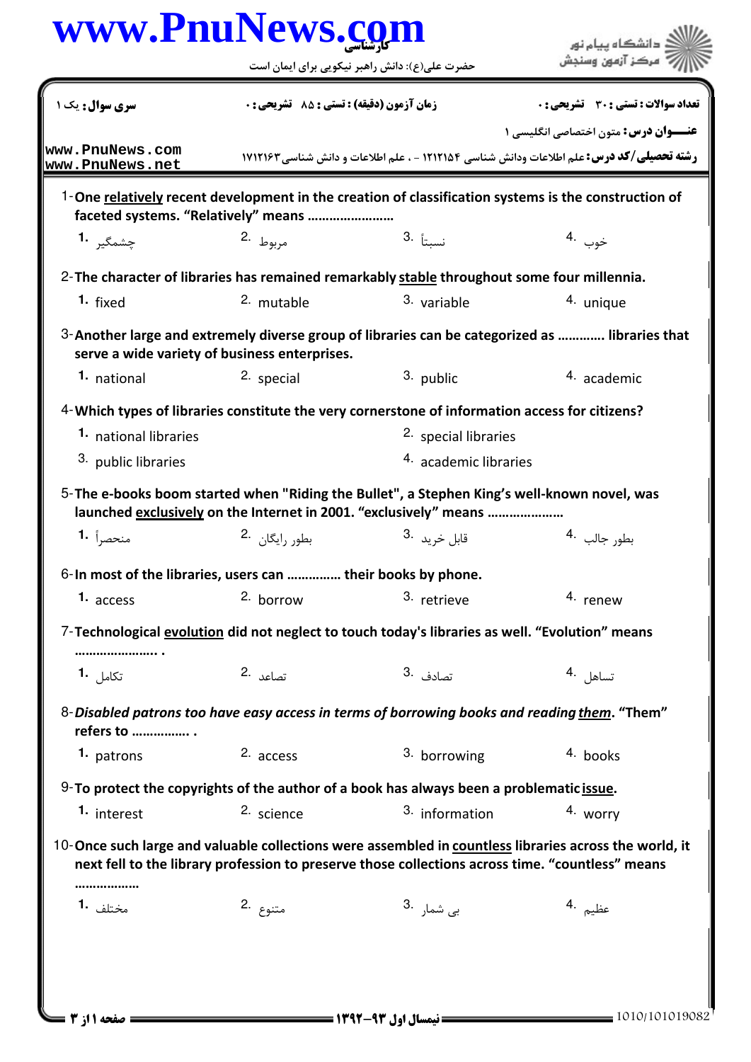**سری سوال:** یک ۱

**زمان آزمون (دقیقه) : تستی : ۸۵ تشریحی : ۰**

**تعداد سوالات : تستی : ۳۰ تشریحی : ۰**

**عنـــوان درس:** متون اختصاصی انگلیسی ۱

**رشته تحصیلی/کد درس:** علم اطلاعات ودانش شناسی ۱۲۱۲۱۵۴ - ، علم اطلاعات و دانش شناسی ۱۷۱۲۱۶۳

1- **One relatively recent development in the creation of classification systems is the construction of faceted systems. "Relatively" means ......................**

1. چشمگیر
2. مربوط
3. نسبتاً
4. خوب

2- **The character of libraries has remained remarkably stable throughout some four millennia.**

1. fixed
2. mutable
3. variable
4. unique

3- **Another large and extremely diverse group of libraries can be categorized as ............ libraries that serve a wide variety of business enterprises.**

1. national
2. special
3. public
4. academic

4- **Which types of libraries constitute the very cornerstone of information access for citizens?**

1. national libraries
2. special libraries
3. public libraries
4. academic libraries

5- **The e-books boom started when "Riding the Bullet", a Stephen King's well-known novel, was launched exclusively on the Internet in 2001. "exclusively" means ....................**

1. منحصراً
2. بطور رایگان
3. قابل خرید
4. بطور جالب

6- **In most of the libraries, users can .............. their books by phone.**

1. access
2. borrow
3. retrieve
4. renew

7- **Technological evolution did not neglect to touch today's libraries as well. "Evolution" means ...................... .**

1. تکامل
2. تصاعد
3. تصادف
4. تساهل

8- ***Disabled patrons too have easy access in terms of borrowing books and reading them.*** **"Them" refers to ................ .**

1. patrons
2. access
3. borrowing
4. books

9- **To protect the copyrights of the author of a book has always been a problematic issue.**

1. interest
2. science
3. information
4. worry

10- **Once such large and valuable collections were assembled in countless libraries across the world, it next fell to the library profession to preserve those collections across time. "countless" means ..................**

1. مختلف
2. متنوع
3. بی شمار
4. عظیم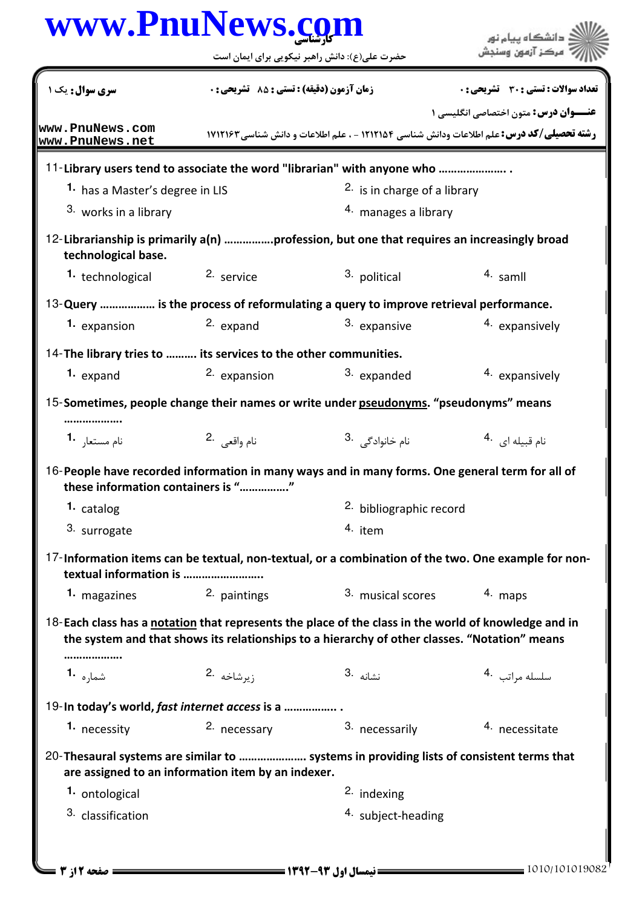**سری سوال:** یک ۱ | **زمان آزمون (دقیقه) : تستی : ۸۵ تشریحی : ۰** | **تعداد سوالات : تستی : ۳۰ تشریحی : ۰**

**عنـــوان درس:** متون اختصاصی انگلیسی ۱

**رشته تحصیلی/کد درس:** علم اطلاعات ودانش شناسی ۱۲۱۲۱۵۴ - ، علم اطلاعات و دانش شناسی ۱۷۱۲۱۶۳

11-**Library users tend to associate the word "librarian" with anyone who ..................... .**

1. has a Master's degree in LIS
2. is in charge of a library
3. works in a library
4. manages a library

12-**Librarianship is primarily a(n) ................profession, but one that requires an increasingly broad technological base.**

1. technological
2. service
3. political
4. samll

13-**Query ................. is the process of reformulating a query to improve retrieval performance.**

1. expansion
2. expand
3. expansive
4. expansively

14-**The library tries to .......... its services to the other communities.**

1. expand
2. expansion
3. expanded
4. expansively

15-**Sometimes, people change their names or write under <u>pseudonyms</u>. "pseudonyms" means ..................**

1. نام مستعار
2. نام واقعی
3. نام خانوادگی
4. نام قبیله ای

16-**People have recorded information in many ways and in many forms. One general term for all of these information containers is "................"**

1. catalog
2. bibliographic record
3. surrogate
4. item

17-**Information items can be textual, non-textual, or a combination of the two. One example for non-textual information is .........................**

1. magazines
2. paintings
3. musical scores
4. maps

18-**Each class has a <u>notation</u> that represents the place of the class in the world of knowledge and in the system and that shows its relationships to a hierarchy of other classes. "Notation" means ..................**

1. شماره
2. زیرشاخه
3. نشانه
4. سلسله مراتب

19-**In today's world, *fast internet access* is a ................ .**

1. necessity
2. necessary
3. necessarily
4. necessitate

20-**Thesaural systems are similar to ..................... systems in providing lists of consistent terms that are assigned to an information item by an indexer.**

1. ontological
2. indexing
3. classification
4. subject-heading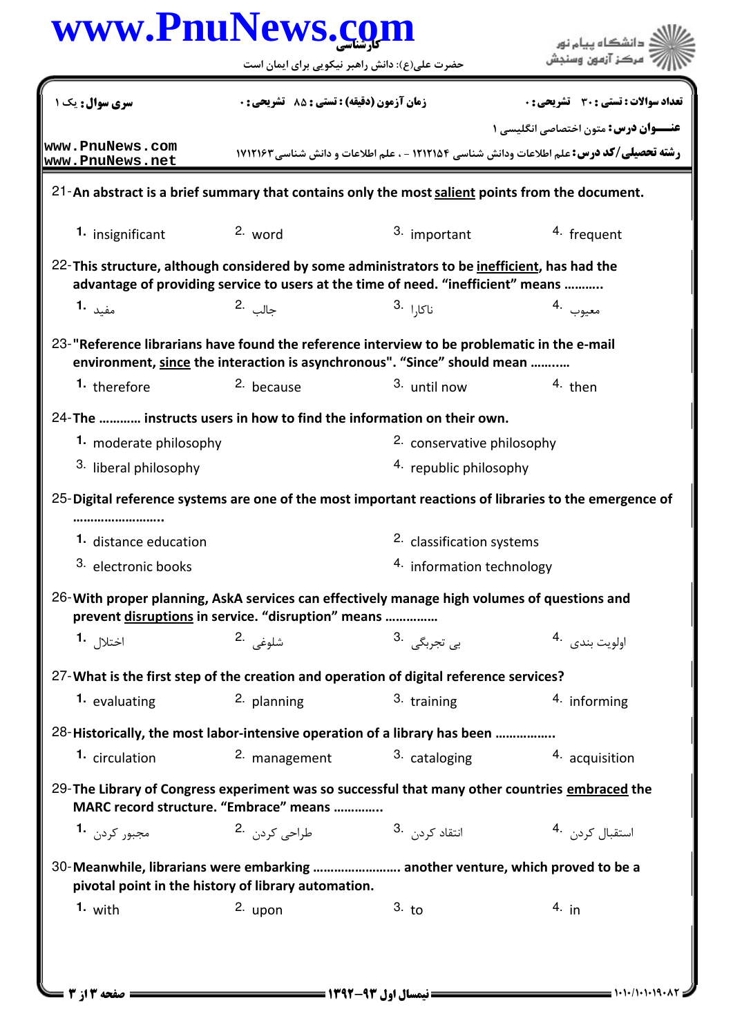21- **An abstract is a brief summary that contains only the most salient points from the document.**

1. insignificant
2. word
3. important
4. frequent

22- **This structure, although considered by some administrators to be inefficient, has had the advantage of providing service to users at the time of need. "inefficient" means ..........**

1. مفید
2. جالب
3. ناکارا
4. معیوب

23- **"Reference librarians have found the reference interview to be problematic in the e-mail environment, since the interaction is asynchronous". "Since" should mean ..........**

1. therefore
2. because
3. until now
4. then

24- **The ........... instructs users in how to find the information on their own.**

1. moderate philosophy
2. conservative philosophy
3. liberal philosophy
4. republic philosophy

25- **Digital reference systems are one of the most important reactions of libraries to the emergence of ........................**

1. distance education
2. classification systems
3. electronic books
4. information technology

26- **With proper planning, AskA services can effectively manage high volumes of questions and prevent disruptions in service. "disruption" means ..............**

1. اختلال
2. شلوغی
3. بی تجربگی
4. اولویت بندی

27- **What is the first step of the creation and operation of digital reference services?**

1. evaluating
2. planning
3. training
4. informing

28- **Historically, the most labor-intensive operation of a library has been ................**

1. circulation
2. management
3. cataloging
4. acquisition

29- **The Library of Congress experiment was so successful that many other countries embraced the MARC record structure. "Embrace" means .............**

1. مجبور کردن
2. طراحی کردن
3. انتقاد کردن
4. استقبال کردن

30- **Meanwhile, librarians were embarking ........................ another venture, which proved to be a pivotal point in the history of library automation.**

1. with
2. upon
3. to
4. in